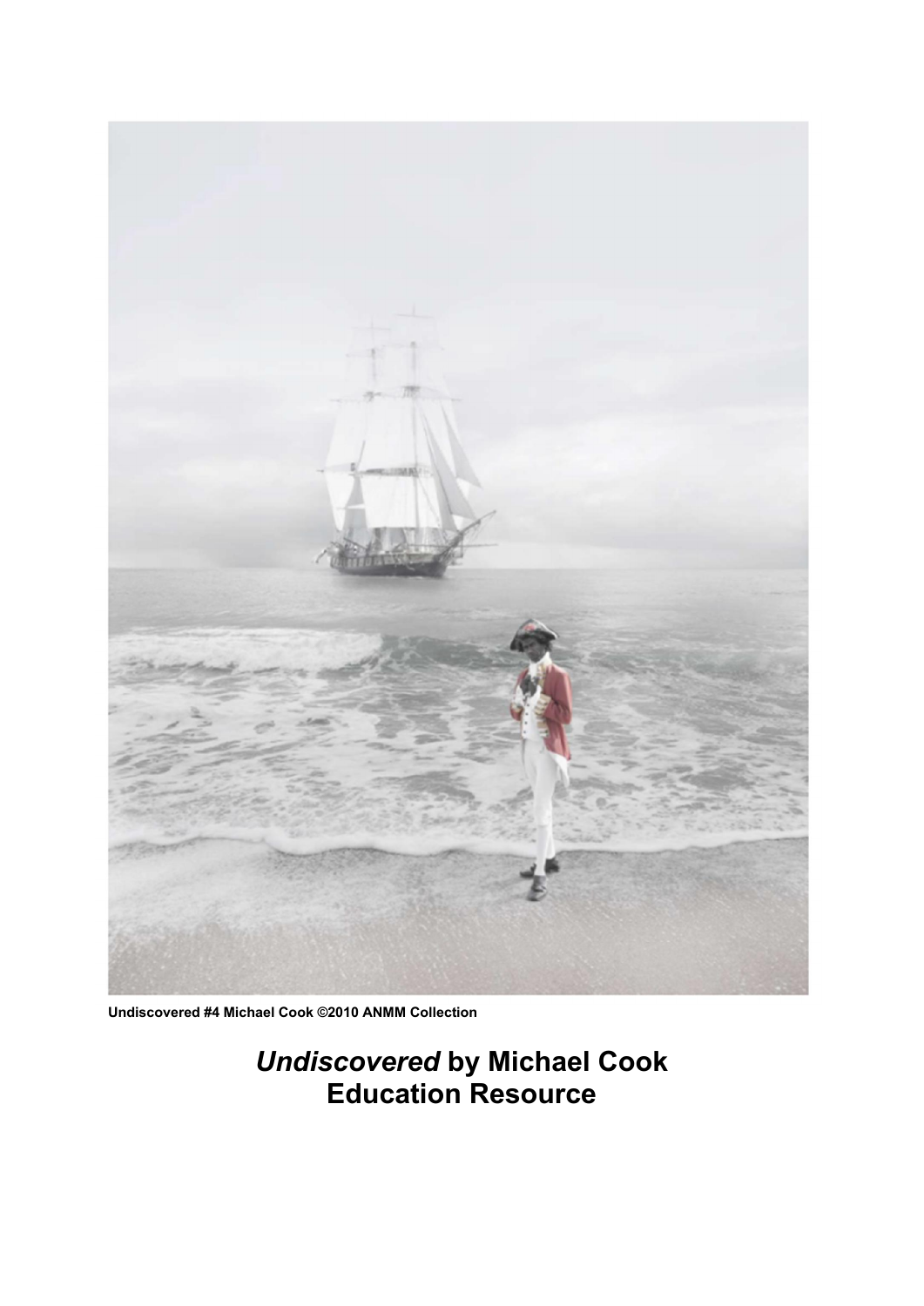**Undiscovered #4 Michael Cook ©2010 ANMM Collection**

# *Undiscovered* by Michael Cook Education Resource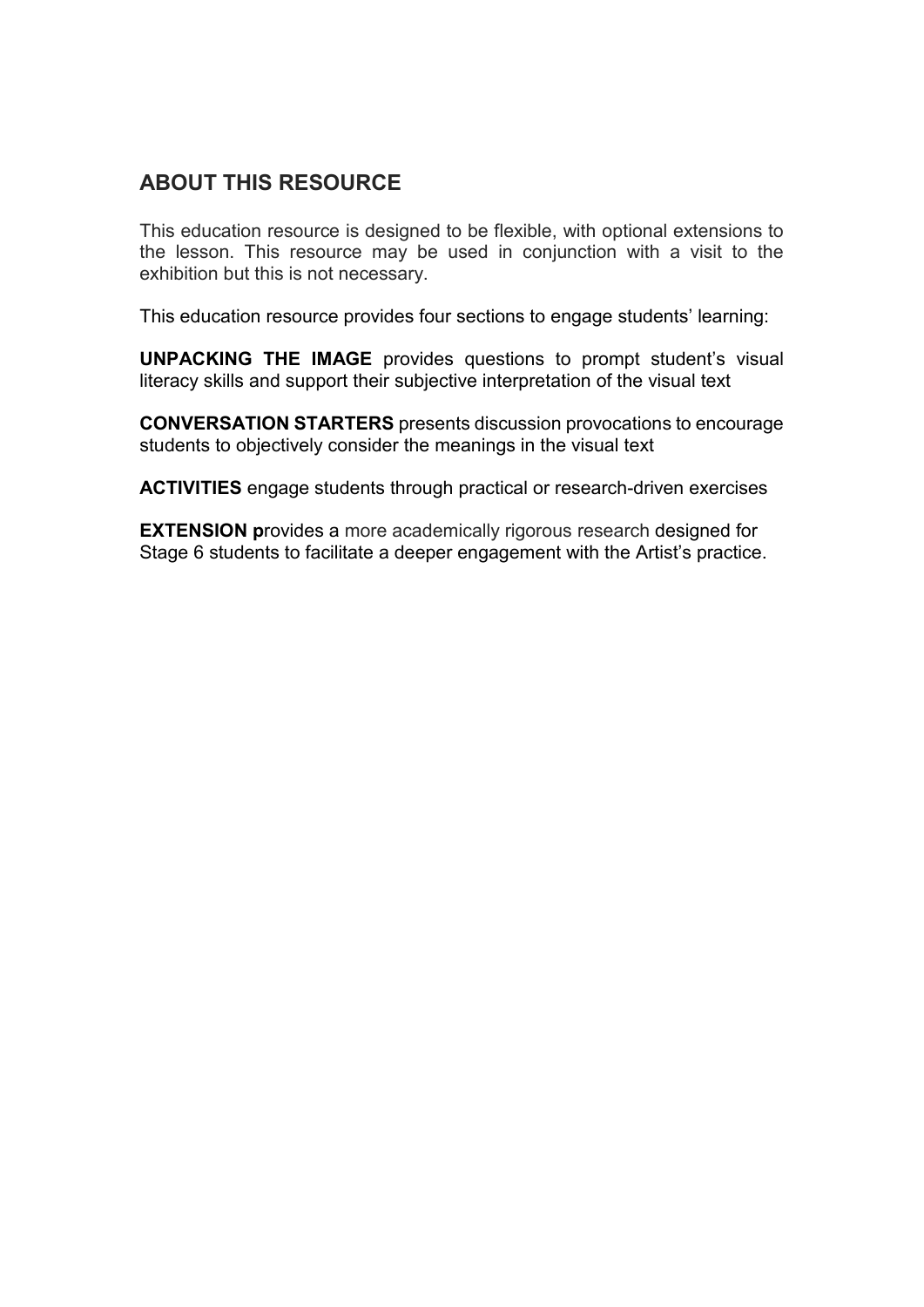## ABOUT THIS RESOURCE

This education resource is designed to be flexible, with optional extensions to the lesson. This resource may be used in conjunction with a visit to the exhibition but this is not necessary.

This education resource provides four sections to engage students' learning:

**UNPACKING THE IMAGE** provides questions to prompt student's visual literacy skills and support their subjective interpretation of the visual text

**CONVERSATION STARTERS** presents discussion provocations to encourage students to objectively consider the meanings in the visual text

**ACTIVITIES** engage students through practical or research-driven exercises

**EXTENSION p**rovides a more academically rigorous research designed for Stage 6 students to facilitate a deeper engagement with the Artist's practice.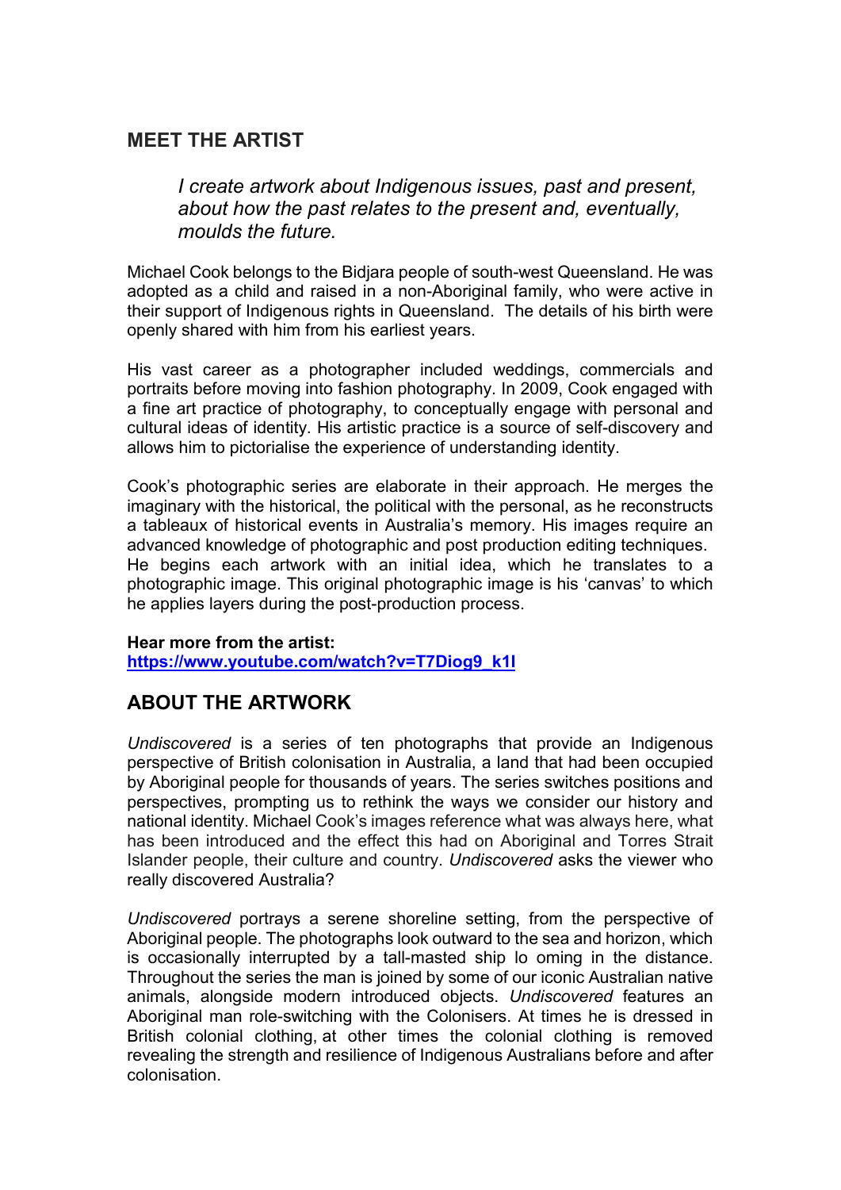## MEET THE ARTIST

> *I create artwork about Indigenous issues, past and present, about how the past relates to the present and, eventually, moulds the future.*

Michael Cook belongs to the Bidjara people of south-west Queensland. He was adopted as a child and raised in a non-Aboriginal family, who were active in their support of Indigenous rights in Queensland. The details of his birth were openly shared with him from his earliest years.

His vast career as a photographer included weddings, commercials and portraits before moving into fashion photography. In 2009, Cook engaged with a fine art practice of photography, to conceptually engage with personal and cultural ideas of identity. His artistic practice is a source of self-discovery and allows him to pictorialise the experience of understanding identity.

Cook's photographic series are elaborate in their approach. He merges the imaginary with the historical, the political with the personal, as he reconstructs a tableaux of historical events in Australia's memory. His images require an advanced knowledge of photographic and post production editing techniques. He begins each artwork with an initial idea, which he translates to a photographic image. This original photographic image is his 'canvas' to which he applies layers during the post-production process.

**Hear more from the artist:**
**https://www.youtube.com/watch?v=T7Diog9_k1I**

## ABOUT THE ARTWORK

*Undiscovered* is a series of ten photographs that provide an Indigenous perspective of British colonisation in Australia, a land that had been occupied by Aboriginal people for thousands of years. The series switches positions and perspectives, prompting us to rethink the ways we consider our history and national identity. Michael Cook's images reference what was always here, what has been introduced and the effect this had on Aboriginal and Torres Strait Islander people, their culture and country. *Undiscovered* asks the viewer who really discovered Australia?

*Undiscovered* portrays a serene shoreline setting, from the perspective of Aboriginal people. The photographs look outward to the sea and horizon, which is occasionally interrupted by a tall-masted ship lo oming in the distance. Throughout the series the man is joined by some of our iconic Australian native animals, alongside modern introduced objects. *Undiscovered* features an Aboriginal man role-switching with the Colonisers. At times he is dressed in British colonial clothing, at other times the colonial clothing is removed revealing the strength and resilience of Indigenous Australians before and after colonisation.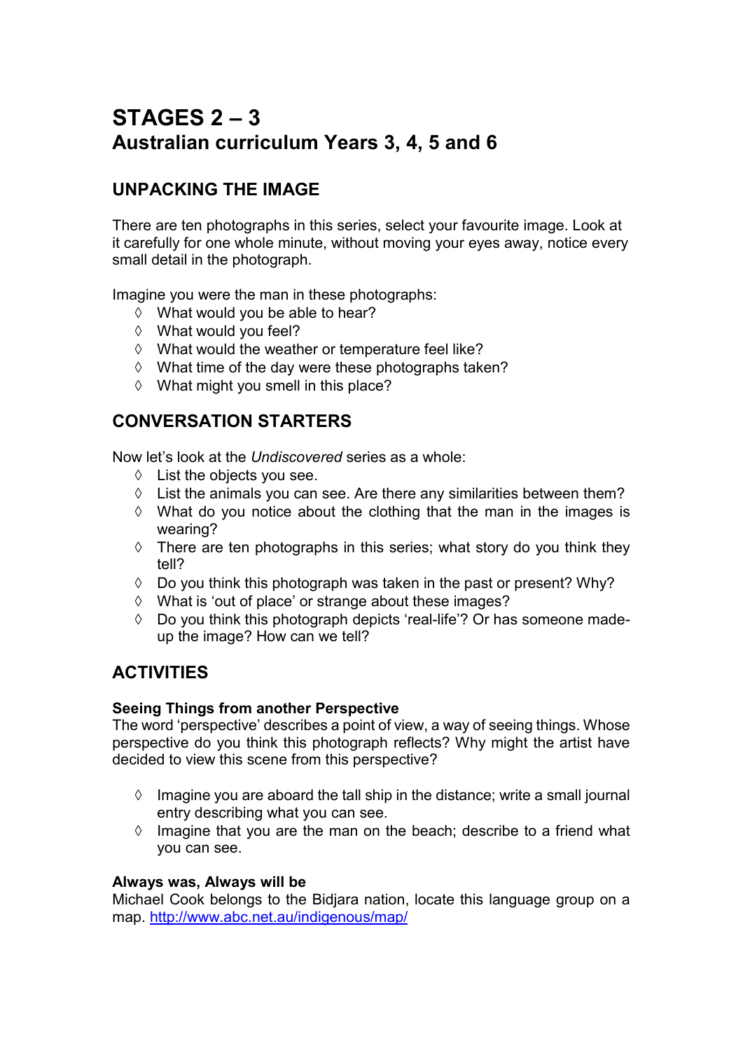# STAGES 2 – 3
## Australian curriculum Years 3, 4, 5 and 6

## UNPACKING THE IMAGE

There are ten photographs in this series, select your favourite image. Look at it carefully for one whole minute, without moving your eyes away, notice every small detail in the photograph.

Imagine you were the man in these photographs:

- What would you be able to hear?
- What would you feel?
- What would the weather or temperature feel like?
- What time of the day were these photographs taken?
- What might you smell in this place?

## CONVERSATION STARTERS

Now let's look at the *Undiscovered* series as a whole:

- List the objects you see.
- List the animals you can see. Are there any similarities between them?
- What do you notice about the clothing that the man in the images is wearing?
- There are ten photographs in this series; what story do you think they tell?
- Do you think this photograph was taken in the past or present? Why?
- What is 'out of place' or strange about these images?
- Do you think this photograph depicts 'real-life'? Or has someone made-up the image? How can we tell?

## ACTIVITIES

**Seeing Things from another Perspective**
The word 'perspective' describes a point of view, a way of seeing things. Whose perspective do you think this photograph reflects? Why might the artist have decided to view this scene from this perspective?

- Imagine you are aboard the tall ship in the distance; write a small journal entry describing what you can see.
- Imagine that you are the man on the beach; describe to a friend what you can see.

**Always was, Always will be**
Michael Cook belongs to the Bidjara nation, locate this language group on a map. [http://www.abc.net.au/indigenous/map/](http://www.abc.net.au/indigenous/map/)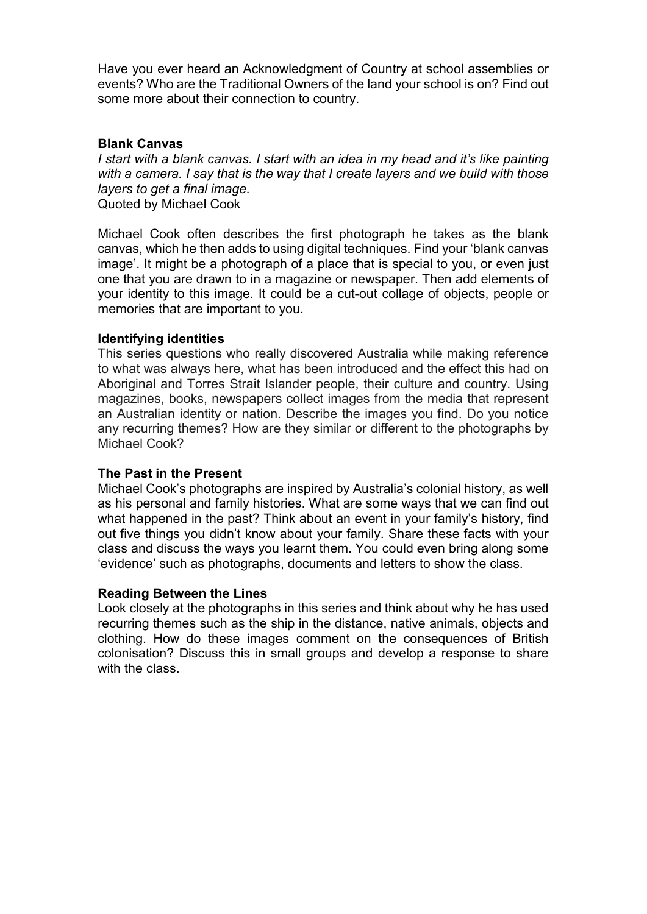Have you ever heard an Acknowledgment of Country at school assemblies or events? Who are the Traditional Owners of the land your school is on? Find out some more about their connection to country.

**Blank Canvas**

*I start with a blank canvas. I start with an idea in my head and it's like painting with a camera. I say that is the way that I create layers and we build with those layers to get a final image.*

Quoted by Michael Cook

Michael Cook often describes the first photograph he takes as the blank canvas, which he then adds to using digital techniques. Find your 'blank canvas image'. It might be a photograph of a place that is special to you, or even just one that you are drawn to in a magazine or newspaper. Then add elements of your identity to this image. It could be a cut-out collage of objects, people or memories that are important to you.

**Identifying identities**

This series questions who really discovered Australia while making reference to what was always here, what has been introduced and the effect this had on Aboriginal and Torres Strait Islander people, their culture and country. Using magazines, books, newspapers collect images from the media that represent an Australian identity or nation. Describe the images you find. Do you notice any recurring themes? How are they similar or different to the photographs by Michael Cook?

**The Past in the Present**

Michael Cook's photographs are inspired by Australia's colonial history, as well as his personal and family histories. What are some ways that we can find out what happened in the past? Think about an event in your family's history, find out five things you didn't know about your family. Share these facts with your class and discuss the ways you learnt them. You could even bring along some 'evidence' such as photographs, documents and letters to show the class.

**Reading Between the Lines**

Look closely at the photographs in this series and think about why he has used recurring themes such as the ship in the distance, native animals, objects and clothing. How do these images comment on the consequences of British colonisation? Discuss this in small groups and develop a response to share with the class.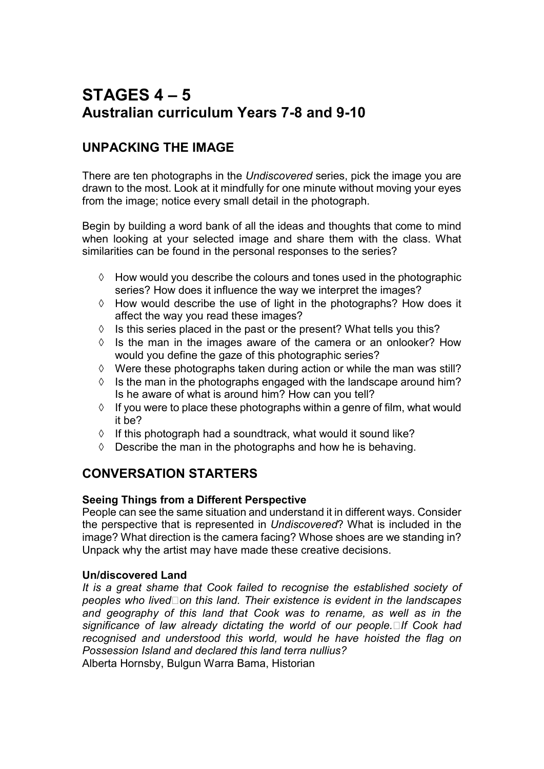# STAGES 4 – 5
## Australian curriculum Years 7-8 and 9-10

## UNPACKING THE IMAGE

There are ten photographs in the *Undiscovered* series, pick the image you are drawn to the most. Look at it mindfully for one minute without moving your eyes from the image; notice every small detail in the photograph.

Begin by building a word bank of all the ideas and thoughts that come to mind when looking at your selected image and share them with the class. What similarities can be found in the personal responses to the series?

- ◊ How would you describe the colours and tones used in the photographic series? How does it influence the way we interpret the images?
- ◊ How would describe the use of light in the photographs? How does it affect the way you read these images?
- ◊ Is this series placed in the past or the present? What tells you this?
- ◊ Is the man in the images aware of the camera or an onlooker? How would you define the gaze of this photographic series?
- ◊ Were these photographs taken during action or while the man was still?
- ◊ Is the man in the photographs engaged with the landscape around him? Is he aware of what is around him? How can you tell?
- ◊ If you were to place these photographs within a genre of film, what would it be?
- ◊ If this photograph had a soundtrack, what would it sound like?
- ◊ Describe the man in the photographs and how he is behaving.

## CONVERSATION STARTERS

**Seeing Things from a Different Perspective**
People can see the same situation and understand it in different ways. Consider the perspective that is represented in *Undiscovered*? What is included in the image? What direction is the camera facing? Whose shoes are we standing in? Unpack why the artist may have made these creative decisions.

**Un/discovered Land**
*It is a great shame that Cook failed to recognise the established society of peoples who lived on this land. Their existence is evident in the landscapes and geography of this land that Cook was to rename, as well as in the significance of law already dictating the world of our people. If Cook had recognised and understood this world, would he have hoisted the flag on Possession Island and declared this land terra nullius?*
Alberta Hornsby, Bulgun Warra Bama, Historian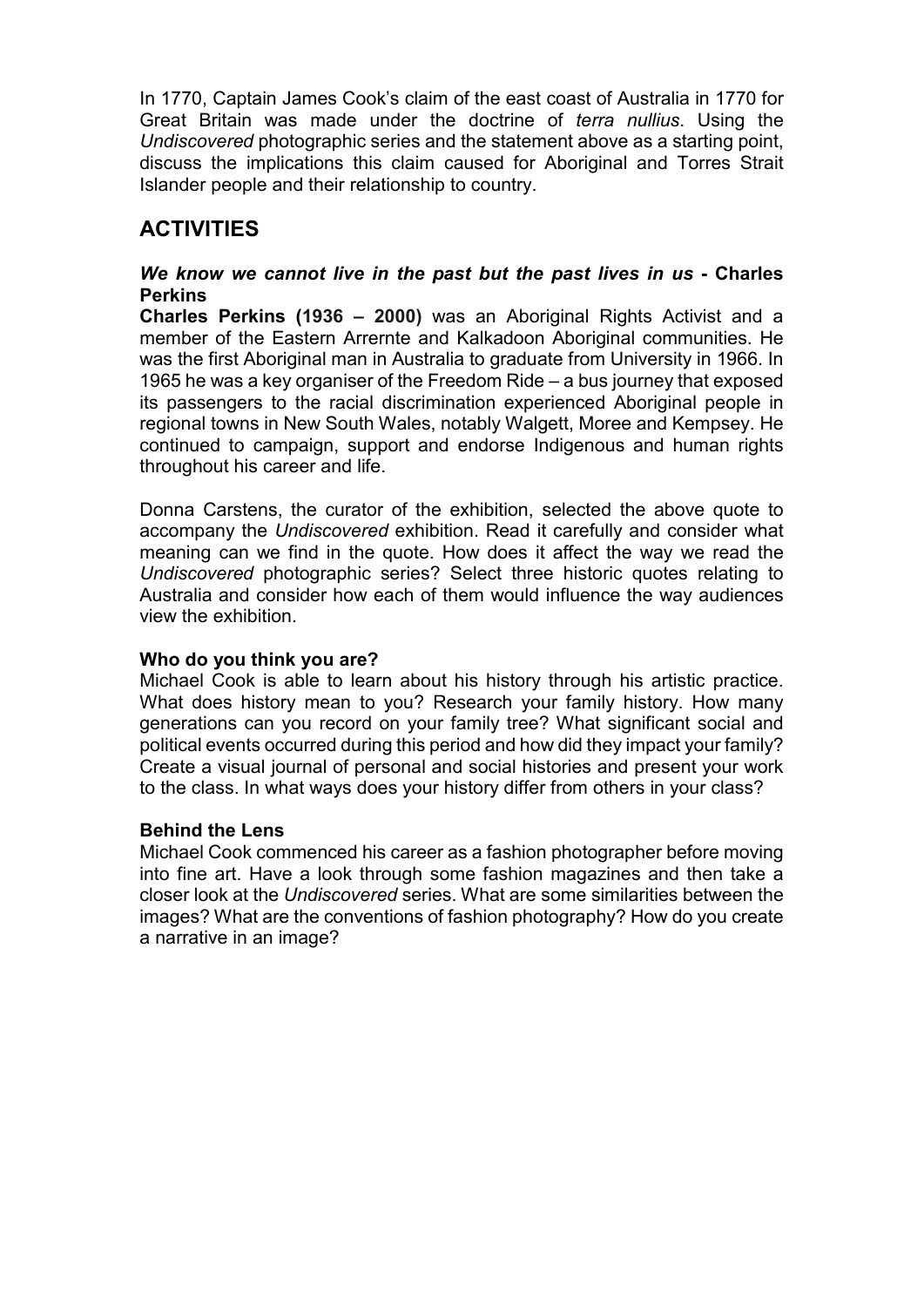In 1770, Captain James Cook's claim of the east coast of Australia in 1770 for Great Britain was made under the doctrine of *terra nullius*. Using the *Undiscovered* photographic series and the statement above as a starting point, discuss the implications this claim caused for Aboriginal and Torres Strait Islander people and their relationship to country.

## ACTIVITIES

### *We know we cannot live in the past but the past lives in us* - Charles Perkins

**Charles Perkins (1936 – 2000)** was an Aboriginal Rights Activist and a member of the Eastern Arrernte and Kalkadoon Aboriginal communities. He was the first Aboriginal man in Australia to graduate from University in 1966. In 1965 he was a key organiser of the Freedom Ride – a bus journey that exposed its passengers to the racial discrimination experienced Aboriginal people in regional towns in New South Wales, notably Walgett, Moree and Kempsey. He continued to campaign, support and endorse Indigenous and human rights throughout his career and life.

Donna Carstens, the curator of the exhibition, selected the above quote to accompany the *Undiscovered* exhibition. Read it carefully and consider what meaning can we find in the quote. How does it affect the way we read the *Undiscovered* photographic series? Select three historic quotes relating to Australia and consider how each of them would influence the way audiences view the exhibition.

**Who do you think you are?**

Michael Cook is able to learn about his history through his artistic practice. What does history mean to you? Research your family history. How many generations can you record on your family tree? What significant social and political events occurred during this period and how did they impact your family? Create a visual journal of personal and social histories and present your work to the class. In what ways does your history differ from others in your class?

**Behind the Lens**

Michael Cook commenced his career as a fashion photographer before moving into fine art. Have a look through some fashion magazines and then take a closer look at the *Undiscovered* series. What are some similarities between the images? What are the conventions of fashion photography? How do you create a narrative in an image?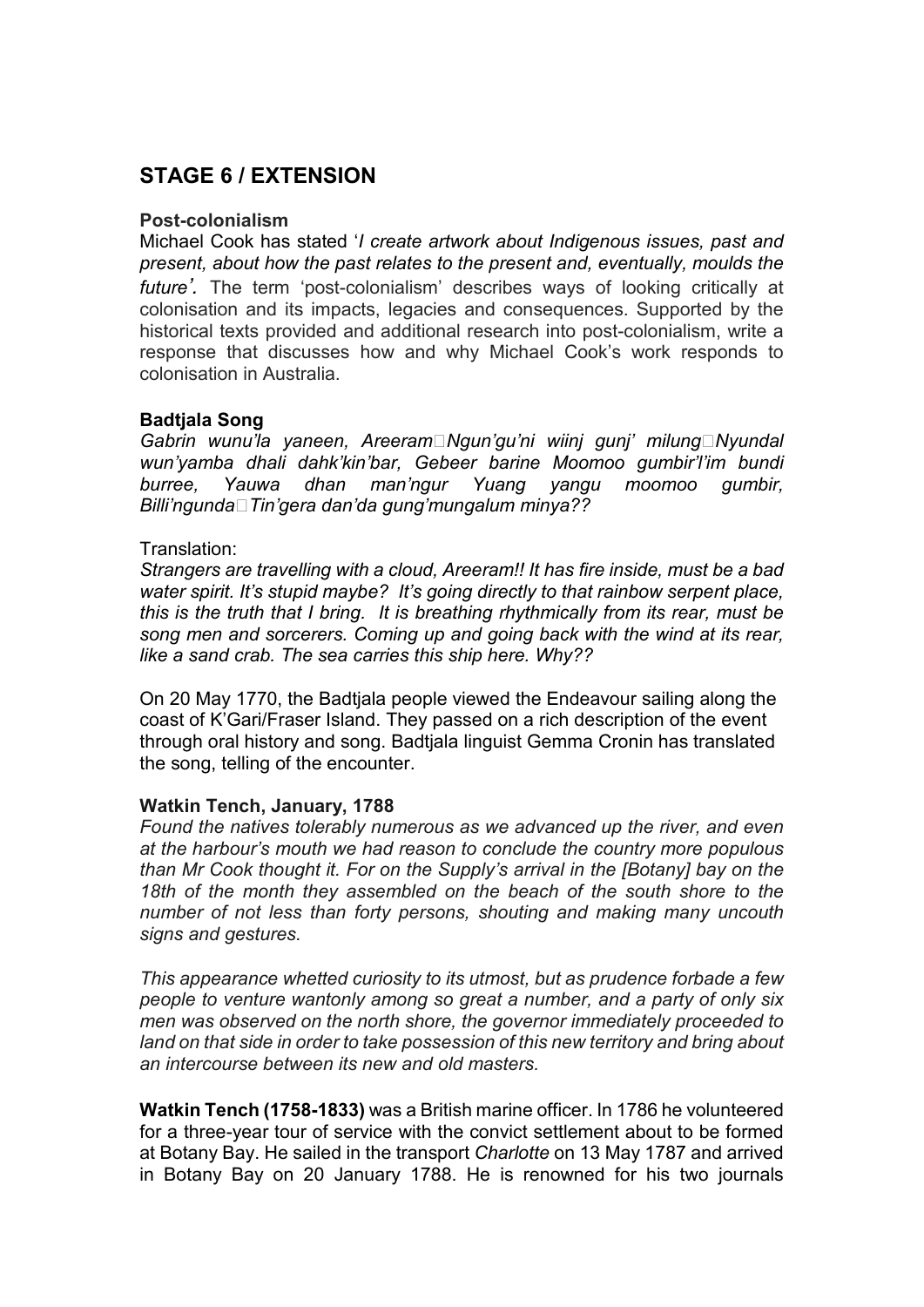## STAGE 6 / EXTENSION

**Post-colonialism**

Michael Cook has stated '*I create artwork about Indigenous issues, past and present, about how the past relates to the present and, eventually, moulds the future'.* The term 'post-colonialism' describes ways of looking critically at colonisation and its impacts, legacies and consequences. Supported by the historical texts provided and additional research into post-colonialism, write a response that discusses how and why Michael Cook's work responds to colonisation in Australia.

**Badtjala Song**

*Gabrin wunu'la yaneen, Areeram Ngun'gu'ni wiinj gunj' milung Nyundal wun'yamba dhali dahk'kin'bar, Gebeer barine Moomoo gumbir'l'im bundi burree, Yauwa dhan man'ngur Yuang yangu moomoo gumbir, Billi'ngunda Tin'gera dan'da gung'mungalum minya??*

Translation:

*Strangers are travelling with a cloud, Areeram!! It has fire inside, must be a bad water spirit. It's stupid maybe? It's going directly to that rainbow serpent place, this is the truth that I bring. It is breathing rhythmically from its rear, must be song men and sorcerers. Coming up and going back with the wind at its rear, like a sand crab. The sea carries this ship here. Why??*

On 20 May 1770, the Badtjala people viewed the Endeavour sailing along the coast of K'Gari/Fraser Island. They passed on a rich description of the event through oral history and song. Badtjala linguist Gemma Cronin has translated the song, telling of the encounter.

**Watkin Tench, January, 1788**

*Found the natives tolerably numerous as we advanced up the river, and even at the harbour's mouth we had reason to conclude the country more populous than Mr Cook thought it. For on the Supply's arrival in the [Botany] bay on the 18th of the month they assembled on the beach of the south shore to the number of not less than forty persons, shouting and making many uncouth signs and gestures.*

*This appearance whetted curiosity to its utmost, but as prudence forbade a few people to venture wantonly among so great a number, and a party of only six men was observed on the north shore, the governor immediately proceeded to land on that side in order to take possession of this new territory and bring about an intercourse between its new and old masters.*

**Watkin Tench (1758-1833)** was a British marine officer. In 1786 he volunteered for a three-year tour of service with the convict settlement about to be formed at Botany Bay. He sailed in the transport *Charlotte* on 13 May 1787 and arrived in Botany Bay on 20 January 1788. He is renowned for his two journals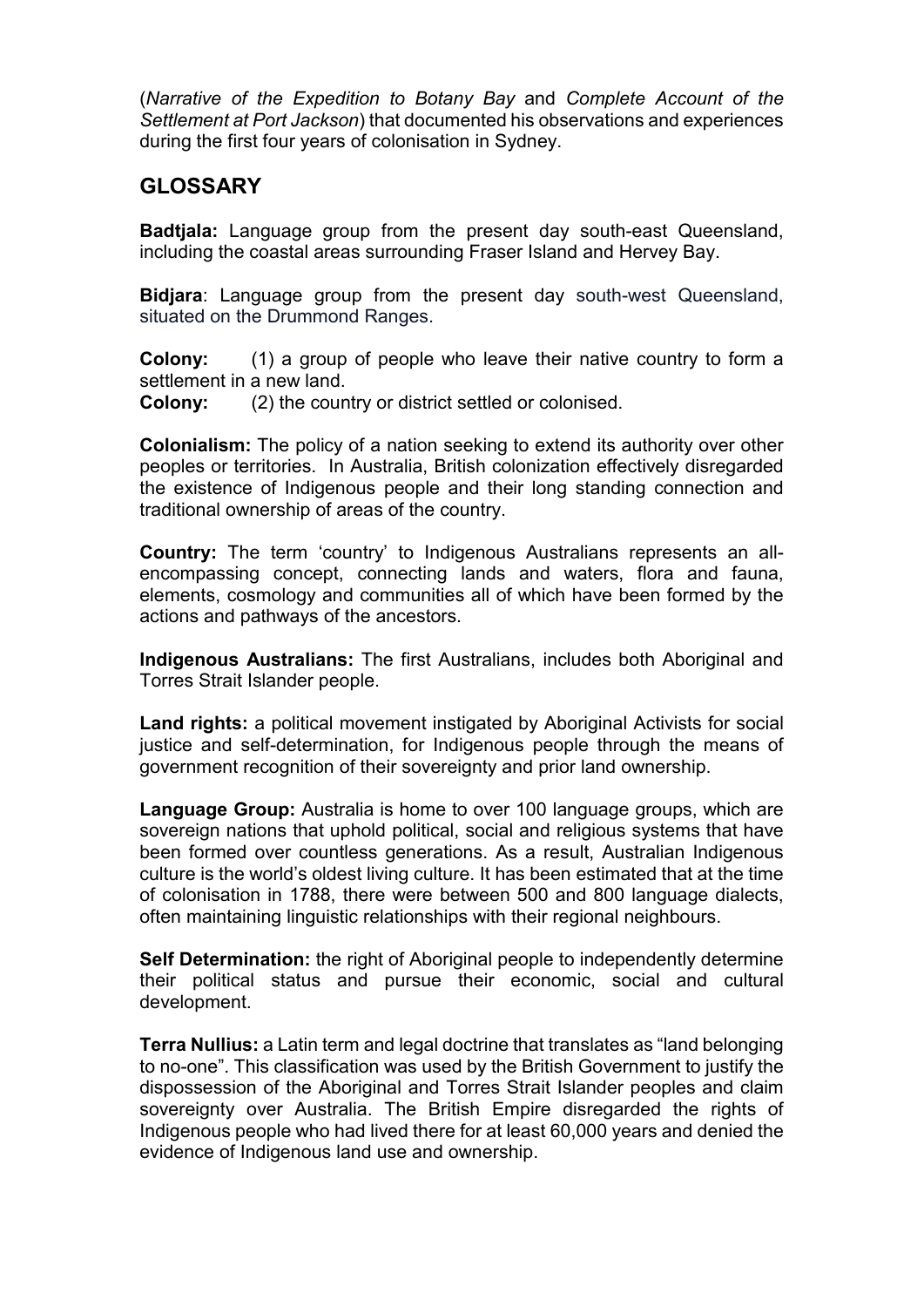(*Narrative of the Expedition to Botany Bay* and *Complete Account of the Settlement at Port Jackson*) that documented his observations and experiences during the first four years of colonisation in Sydney.

## GLOSSARY

**Badtjala:** Language group from the present day south-east Queensland, including the coastal areas surrounding Fraser Island and Hervey Bay.

**Bidjara**: Language group from the present day south-west Queensland, situated on the Drummond Ranges.

**Colony:** (1) a group of people who leave their native country to form a settlement in a new land.
**Colony:** (2) the country or district settled or colonised.

**Colonialism:** The policy of a nation seeking to extend its authority over other peoples or territories. In Australia, British colonization effectively disregarded the existence of Indigenous people and their long standing connection and traditional ownership of areas of the country.

**Country:** The term 'country' to Indigenous Australians represents an all-encompassing concept, connecting lands and waters, flora and fauna, elements, cosmology and communities all of which have been formed by the actions and pathways of the ancestors.

**Indigenous Australians:** The first Australians, includes both Aboriginal and Torres Strait Islander people.

**Land rights:** a political movement instigated by Aboriginal Activists for social justice and self-determination, for Indigenous people through the means of government recognition of their sovereignty and prior land ownership.

**Language Group:** Australia is home to over 100 language groups, which are sovereign nations that uphold political, social and religious systems that have been formed over countless generations. As a result, Australian Indigenous culture is the world's oldest living culture. It has been estimated that at the time of colonisation in 1788, there were between 500 and 800 language dialects, often maintaining linguistic relationships with their regional neighbours.

**Self Determination:** the right of Aboriginal people to independently determine their political status and pursue their economic, social and cultural development.

**Terra Nullius:** a Latin term and legal doctrine that translates as "land belonging to no-one". This classification was used by the British Government to justify the dispossession of the Aboriginal and Torres Strait Islander peoples and claim sovereignty over Australia. The British Empire disregarded the rights of Indigenous people who had lived there for at least 60,000 years and denied the evidence of Indigenous land use and ownership.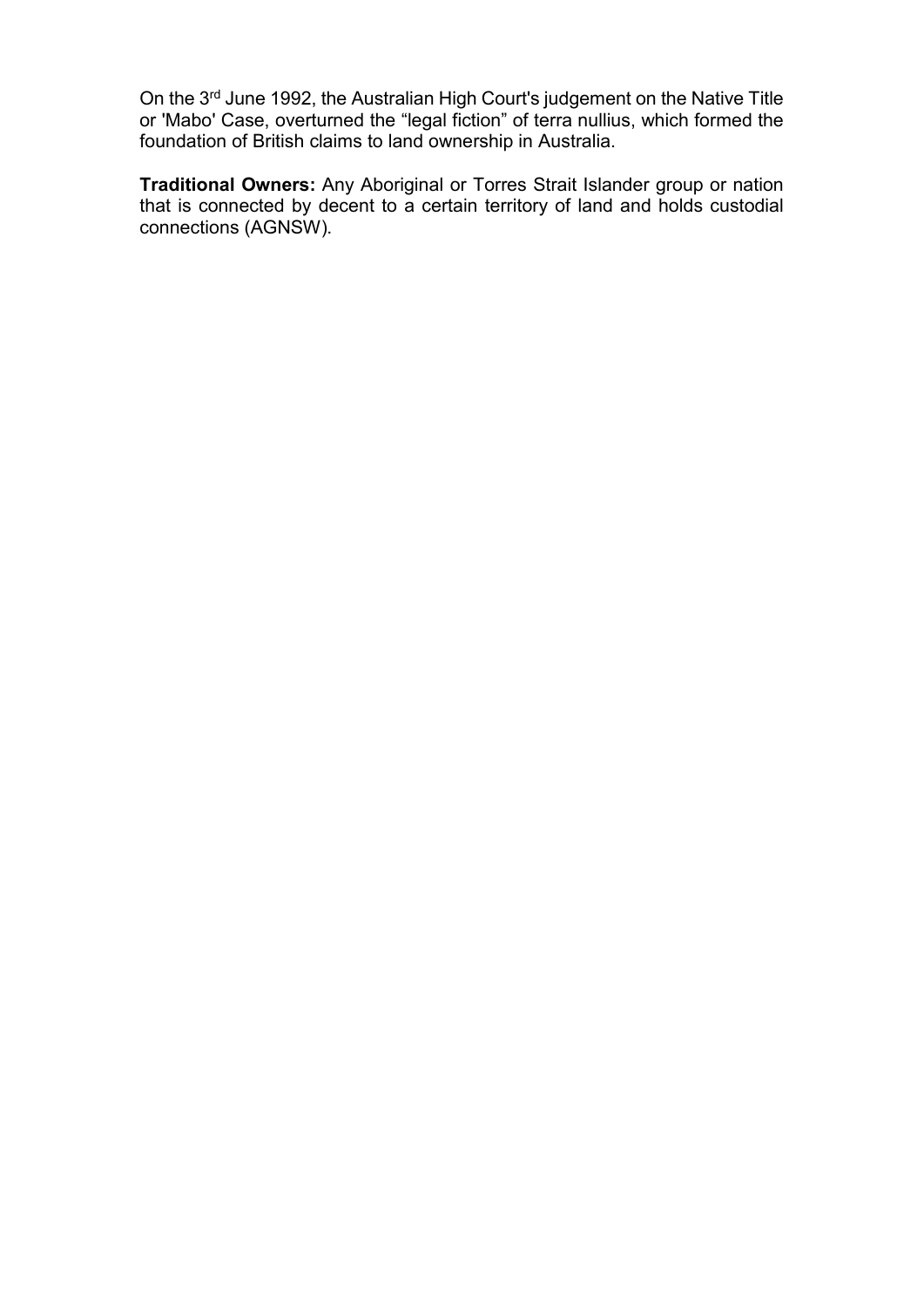On the 3rd June 1992, the Australian High Court's judgement on the Native Title or 'Mabo' Case, overturned the “legal fiction” of terra nullius, which formed the foundation of British claims to land ownership in Australia.

**Traditional Owners:** Any Aboriginal or Torres Strait Islander group or nation that is connected by decent to a certain territory of land and holds custodial connections (AGNSW).